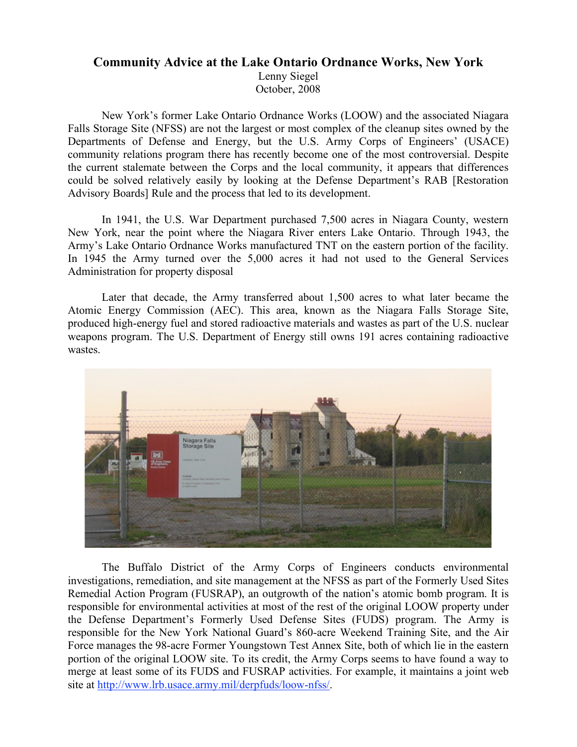# Community Advice at the Lake Ontario Ordnance Works, New York

Lenny Siegel
October, 2008

New York's former Lake Ontario Ordnance Works (LOOW) and the associated Niagara Falls Storage Site (NFSS) are not the largest or most complex of the cleanup sites owned by the Departments of Defense and Energy, but the U.S. Army Corps of Engineers' (USACE) community relations program there has recently become one of the most controversial. Despite the current stalemate between the Corps and the local community, it appears that differences could be solved relatively easily by looking at the Defense Department's RAB [Restoration Advisory Boards] Rule and the process that led to its development.

In 1941, the U.S. War Department purchased 7,500 acres in Niagara County, western New York, near the point where the Niagara River enters Lake Ontario. Through 1943, the Army's Lake Ontario Ordnance Works manufactured TNT on the eastern portion of the facility. In 1945 the Army turned over the 5,000 acres it had not used to the General Services Administration for property disposal

Later that decade, the Army transferred about 1,500 acres to what later became the Atomic Energy Commission (AEC). This area, known as the Niagara Falls Storage Site, produced high-energy fuel and stored radioactive materials and wastes as part of the U.S. nuclear weapons program. The U.S. Department of Energy still owns 191 acres containing radioactive wastes.

The Buffalo District of the Army Corps of Engineers conducts environmental investigations, remediation, and site management at the NFSS as part of the Formerly Used Sites Remedial Action Program (FUSRAP), an outgrowth of the nation's atomic bomb program. It is responsible for environmental activities at most of the rest of the original LOOW property under the Defense Department's Formerly Used Defense Sites (FUDS) program. The Army is responsible for the New York National Guard's 860-acre Weekend Training Site, and the Air Force manages the 98-acre Former Youngstown Test Annex Site, both of which lie in the eastern portion of the original LOOW site. To its credit, the Army Corps seems to have found a way to merge at least some of its FUDS and FUSRAP activities. For example, it maintains a joint web site at http://www.lrb.usace.army.mil/derpfuds/loow-nfss/.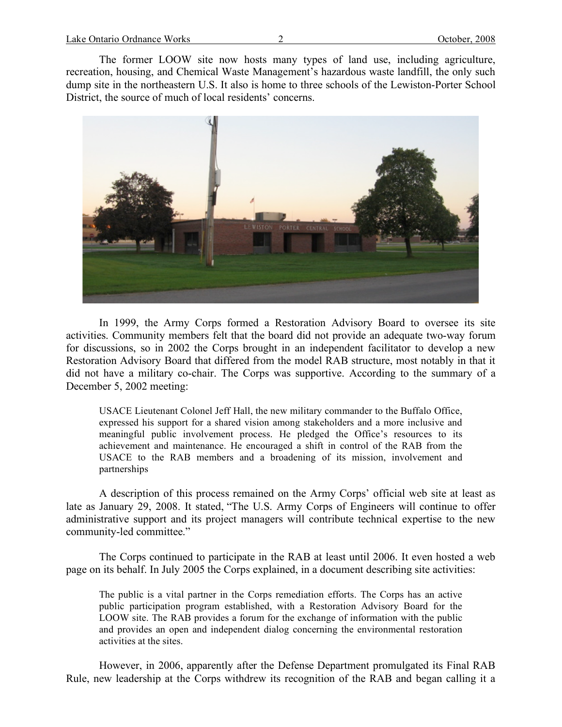The former LOOW site now hosts many types of land use, including agriculture, recreation, housing, and Chemical Waste Management's hazardous waste landfill, the only such dump site in the northeastern U.S. It also is home to three schools of the Lewiston-Porter School District, the source of much of local residents' concerns.

In 1999, the Army Corps formed a Restoration Advisory Board to oversee its site activities. Community members felt that the board did not provide an adequate two-way forum for discussions, so in 2002 the Corps brought in an independent facilitator to develop a new Restoration Advisory Board that differed from the model RAB structure, most notably in that it did not have a military co-chair. The Corps was supportive. According to the summary of a December 5, 2002 meeting:

> USACE Lieutenant Colonel Jeff Hall, the new military commander to the Buffalo Office, expressed his support for a shared vision among stakeholders and a more inclusive and meaningful public involvement process. He pledged the Office's resources to its achievement and maintenance. He encouraged a shift in control of the RAB from the USACE to the RAB members and a broadening of its mission, involvement and partnerships

A description of this process remained on the Army Corps' official web site at least as late as January 29, 2008. It stated, "The U.S. Army Corps of Engineers will continue to offer administrative support and its project managers will contribute technical expertise to the new community-led committee."

The Corps continued to participate in the RAB at least until 2006. It even hosted a web page on its behalf. In July 2005 the Corps explained, in a document describing site activities:

> The public is a vital partner in the Corps remediation efforts. The Corps has an active public participation program established, with a Restoration Advisory Board for the LOOW site. The RAB provides a forum for the exchange of information with the public and provides an open and independent dialog concerning the environmental restoration activities at the sites.

However, in 2006, apparently after the Defense Department promulgated its Final RAB Rule, new leadership at the Corps withdrew its recognition of the RAB and began calling it a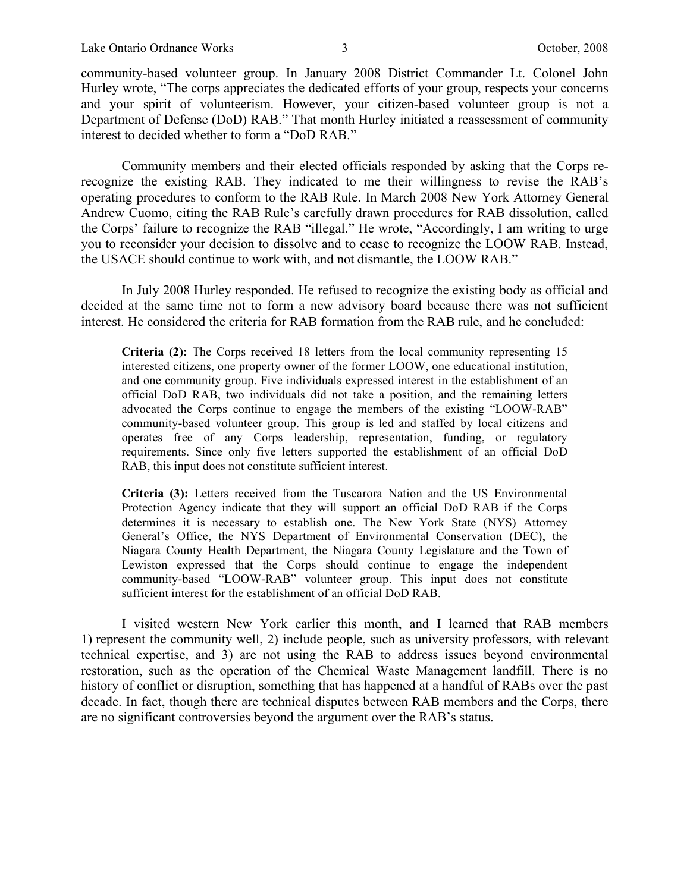community-based volunteer group. In January 2008 District Commander Lt. Colonel John Hurley wrote, "The corps appreciates the dedicated efforts of your group, respects your concerns and your spirit of volunteerism. However, your citizen-based volunteer group is not a Department of Defense (DoD) RAB." That month Hurley initiated a reassessment of community interest to decided whether to form a "DoD RAB."

Community members and their elected officials responded by asking that the Corps re-recognize the existing RAB. They indicated to me their willingness to revise the RAB's operating procedures to conform to the RAB Rule. In March 2008 New York Attorney General Andrew Cuomo, citing the RAB Rule's carefully drawn procedures for RAB dissolution, called the Corps' failure to recognize the RAB "illegal." He wrote, "Accordingly, I am writing to urge you to reconsider your decision to dissolve and to cease to recognize the LOOW RAB. Instead, the USACE should continue to work with, and not dismantle, the LOOW RAB."

In July 2008 Hurley responded. He refused to recognize the existing body as official and decided at the same time not to form a new advisory board because there was not sufficient interest. He considered the criteria for RAB formation from the RAB rule, and he concluded:

> **Criteria (2):** The Corps received 18 letters from the local community representing 15 interested citizens, one property owner of the former LOOW, one educational institution, and one community group. Five individuals expressed interest in the establishment of an official DoD RAB, two individuals did not take a position, and the remaining letters advocated the Corps continue to engage the members of the existing "LOOW-RAB" community-based volunteer group. This group is led and staffed by local citizens and operates free of any Corps leadership, representation, funding, or regulatory requirements. Since only five letters supported the establishment of an official DoD RAB, this input does not constitute sufficient interest.
>
> **Criteria (3):** Letters received from the Tuscarora Nation and the US Environmental Protection Agency indicate that they will support an official DoD RAB if the Corps determines it is necessary to establish one. The New York State (NYS) Attorney General's Office, the NYS Department of Environmental Conservation (DEC), the Niagara County Health Department, the Niagara County Legislature and the Town of Lewiston expressed that the Corps should continue to engage the independent community-based "LOOW-RAB" volunteer group. This input does not constitute sufficient interest for the establishment of an official DoD RAB.

I visited western New York earlier this month, and I learned that RAB members 1) represent the community well, 2) include people, such as university professors, with relevant technical expertise, and 3) are not using the RAB to address issues beyond environmental restoration, such as the operation of the Chemical Waste Management landfill. There is no history of conflict or disruption, something that has happened at a handful of RABs over the past decade. In fact, though there are technical disputes between RAB members and the Corps, there are no significant controversies beyond the argument over the RAB's status.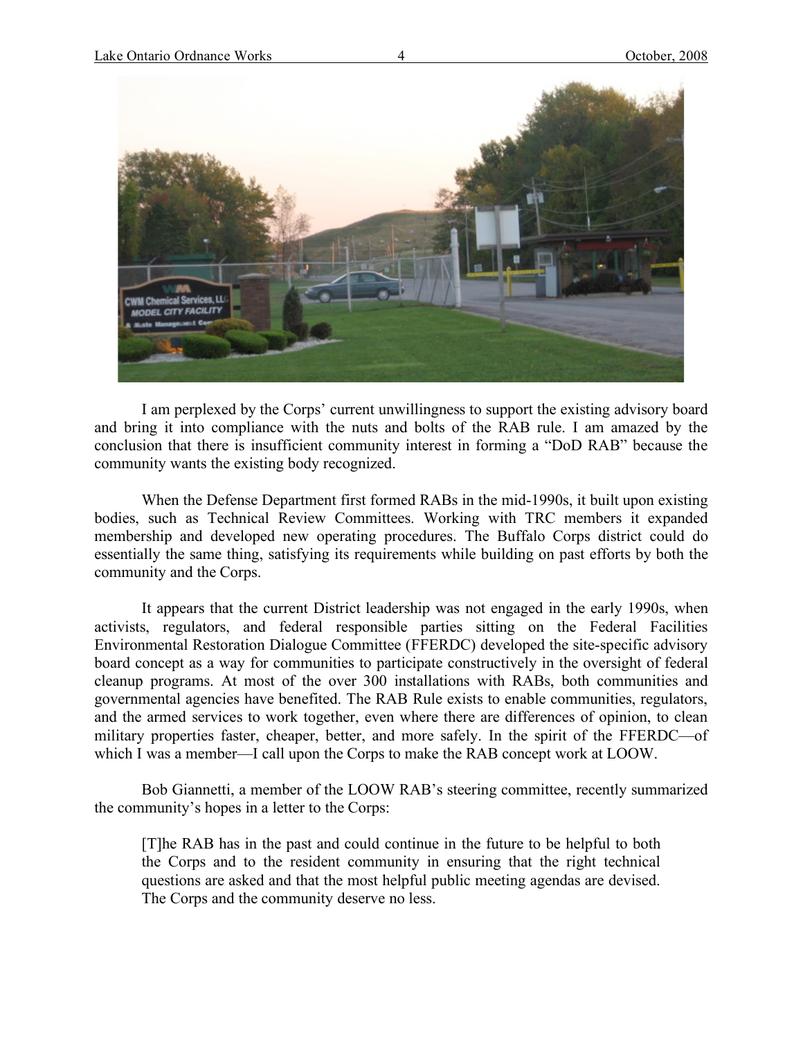I am perplexed by the Corps' current unwillingness to support the existing advisory board and bring it into compliance with the nuts and bolts of the RAB rule. I am amazed by the conclusion that there is insufficient community interest in forming a "DoD RAB" because the community wants the existing body recognized.

When the Defense Department first formed RABs in the mid-1990s, it built upon existing bodies, such as Technical Review Committees. Working with TRC members it expanded membership and developed new operating procedures. The Buffalo Corps district could do essentially the same thing, satisfying its requirements while building on past efforts by both the community and the Corps.

It appears that the current District leadership was not engaged in the early 1990s, when activists, regulators, and federal responsible parties sitting on the Federal Facilities Environmental Restoration Dialogue Committee (FFERDC) developed the site-specific advisory board concept as a way for communities to participate constructively in the oversight of federal cleanup programs. At most of the over 300 installations with RABs, both communities and governmental agencies have benefited. The RAB Rule exists to enable communities, regulators, and the armed services to work together, even where there are differences of opinion, to clean military properties faster, cheaper, better, and more safely. In the spirit of the FFERDC—of which I was a member—I call upon the Corps to make the RAB concept work at LOOW.

Bob Giannetti, a member of the LOOW RAB's steering committee, recently summarized the community's hopes in a letter to the Corps:

> [T]he RAB has in the past and could continue in the future to be helpful to both the Corps and to the resident community in ensuring that the right technical questions are asked and that the most helpful public meeting agendas are devised. The Corps and the community deserve no less.